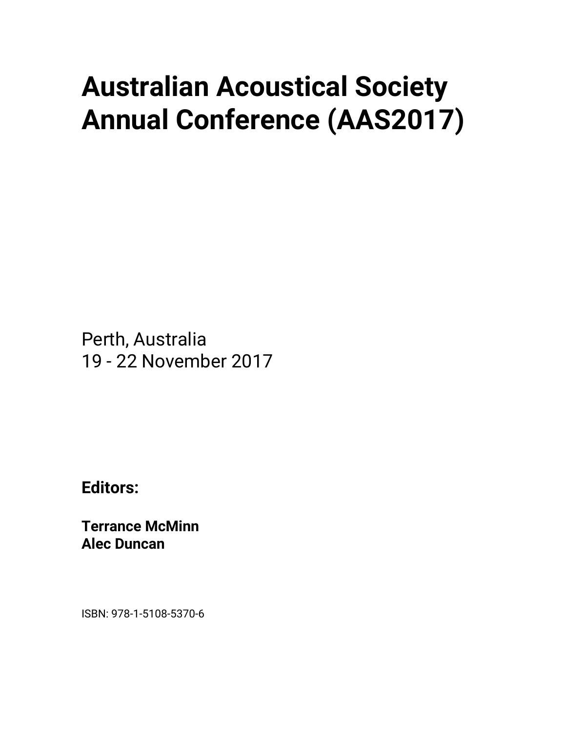# Australian Acoustical Society Annual Conference (AAS2017)

Perth, Australia
19 - 22 November 2017

**Editors:**

**Terrance McMinn**
**Alec Duncan**

ISBN: 978-1-5108-5370-6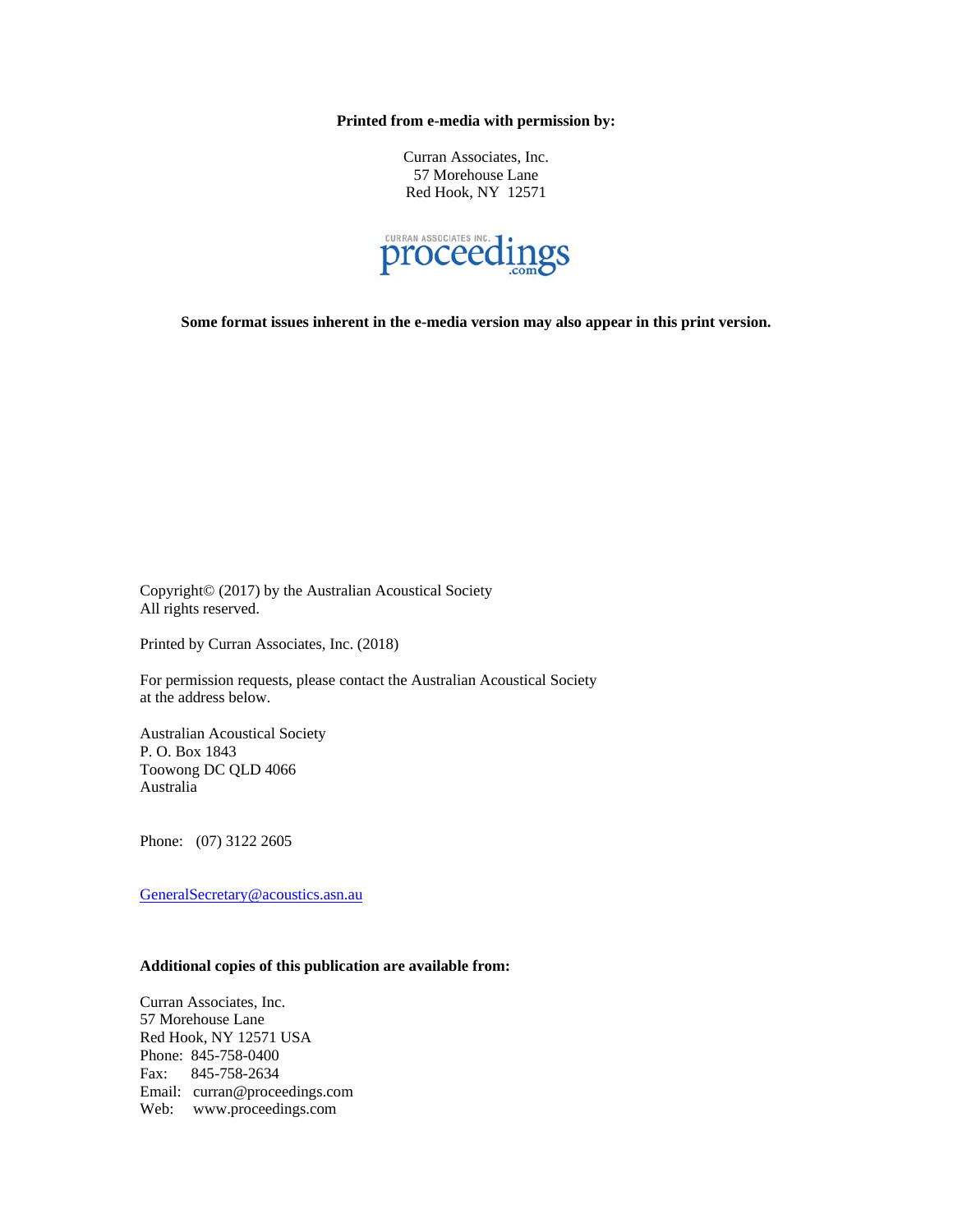**Printed from e-media with permission by:**

Curran Associates, Inc.
57 Morehouse Lane
Red Hook, NY 12571

CURRAN ASSOCIATES INC. proceedings.com

**Some format issues inherent in the e-media version may also appear in this print version.**

Copyright© (2017) by the Australian Acoustical Society
All rights reserved.

Printed by Curran Associates, Inc. (2018)

For permission requests, please contact the Australian Acoustical Society at the address below.

Australian Acoustical Society
P. O. Box 1843
Toowong DC QLD 4066
Australia

Phone: (07) 3122 2605

GeneralSecretary@acoustics.asn.au

**Additional copies of this publication are available from:**

Curran Associates, Inc.
57 Morehouse Lane
Red Hook, NY 12571 USA
Phone: 845-758-0400
Fax: 845-758-2634
Email: curran@proceedings.com
Web: www.proceedings.com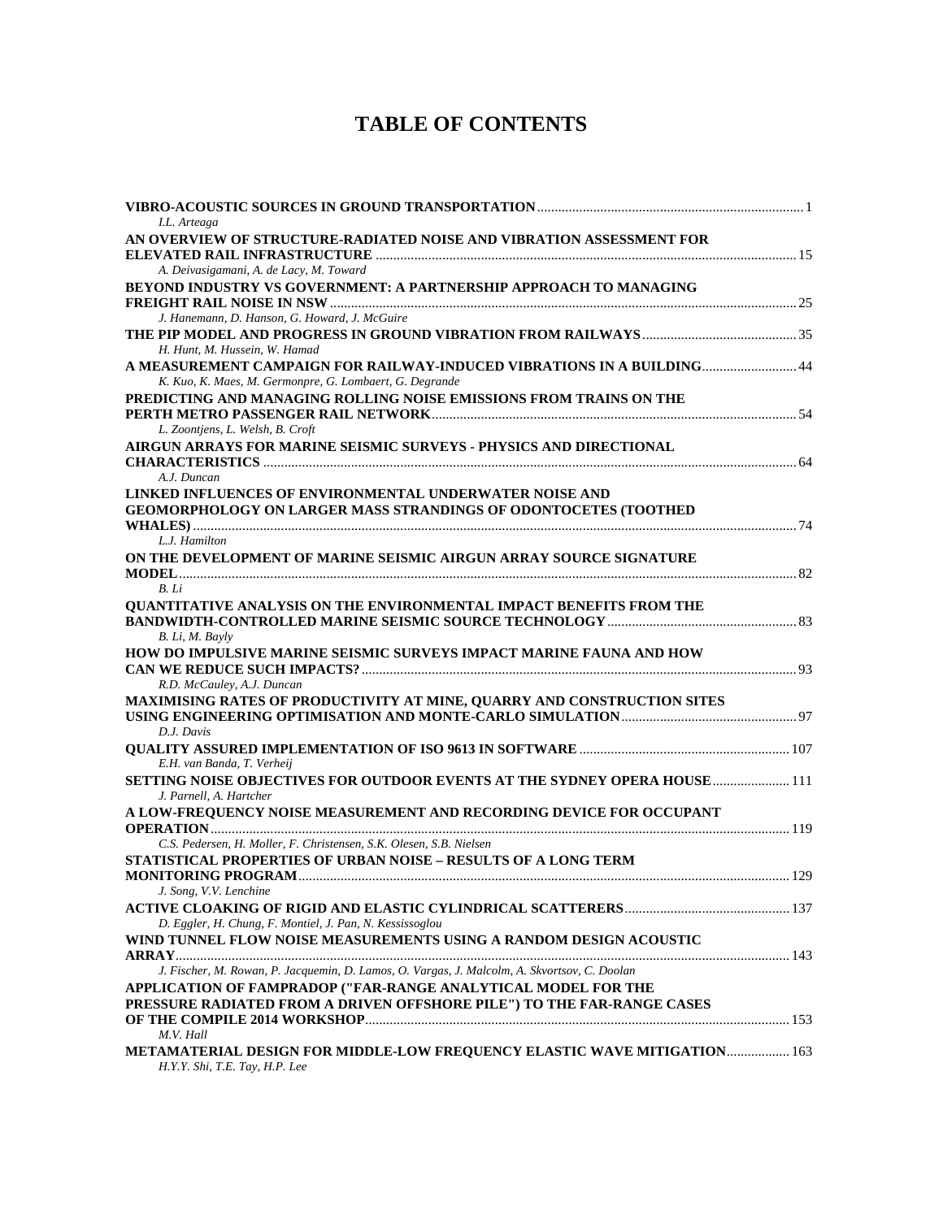# TABLE OF CONTENTS

**VIBRO-ACOUSTIC SOURCES IN GROUND TRANSPORTATION** ... 1
*I.L. Arteaga*

**AN OVERVIEW OF STRUCTURE-RADIATED NOISE AND VIBRATION ASSESSMENT FOR ELEVATED RAIL INFRASTRUCTURE** ... 15
*A. Deivasigamani, A. de Lacy, M. Toward*

**BEYOND INDUSTRY VS GOVERNMENT: A PARTNERSHIP APPROACH TO MANAGING FREIGHT RAIL NOISE IN NSW** ... 25
*J. Hanemann, D. Hanson, G. Howard, J. McGuire*

**THE PIP MODEL AND PROGRESS IN GROUND VIBRATION FROM RAILWAYS** ... 35
*H. Hunt, M. Hussein, W. Hamad*

**A MEASUREMENT CAMPAIGN FOR RAILWAY-INDUCED VIBRATIONS IN A BUILDING** ... 44
*K. Kuo, K. Maes, M. Germonpre, G. Lombaert, G. Degrande*

**PREDICTING AND MANAGING ROLLING NOISE EMISSIONS FROM TRAINS ON THE PERTH METRO PASSENGER RAIL NETWORK** ... 54
*L. Zoontjens, L. Welsh, B. Croft*

**AIRGUN ARRAYS FOR MARINE SEISMIC SURVEYS - PHYSICS AND DIRECTIONAL CHARACTERISTICS** ... 64
*A.J. Duncan*

**LINKED INFLUENCES OF ENVIRONMENTAL UNDERWATER NOISE AND GEOMORPHOLOGY ON LARGER MASS STRANDINGS OF ODONTOCETES (TOOTHED WHALES)** ... 74
*L.J. Hamilton*

**ON THE DEVELOPMENT OF MARINE SEISMIC AIRGUN ARRAY SOURCE SIGNATURE MODEL** ... 82
*B. Li*

**QUANTITATIVE ANALYSIS ON THE ENVIRONMENTAL IMPACT BENEFITS FROM THE BANDWIDTH-CONTROLLED MARINE SEISMIC SOURCE TECHNOLOGY** ... 83
*B. Li, M. Bayly*

**HOW DO IMPULSIVE MARINE SEISMIC SURVEYS IMPACT MARINE FAUNA AND HOW CAN WE REDUCE SUCH IMPACTS?** ... 93
*R.D. McCauley, A.J. Duncan*

**MAXIMISING RATES OF PRODUCTIVITY AT MINE, QUARRY AND CONSTRUCTION SITES USING ENGINEERING OPTIMISATION AND MONTE-CARLO SIMULATION** ... 97
*D.J. Davis*

**QUALITY ASSURED IMPLEMENTATION OF ISO 9613 IN SOFTWARE** ... 107
*E.H. van Banda, T. Verheij*

**SETTING NOISE OBJECTIVES FOR OUTDOOR EVENTS AT THE SYDNEY OPERA HOUSE** ... 111
*J. Parnell, A. Hartcher*

**A LOW-FREQUENCY NOISE MEASUREMENT AND RECORDING DEVICE FOR OCCUPANT OPERATION** ... 119
*C.S. Pedersen, H. Moller, F. Christensen, S.K. Olesen, S.B. Nielsen*

**STATISTICAL PROPERTIES OF URBAN NOISE – RESULTS OF A LONG TERM MONITORING PROGRAM** ... 129
*J. Song, V.V. Lenchine*

**ACTIVE CLOAKING OF RIGID AND ELASTIC CYLINDRICAL SCATTERERS** ... 137
*D. Eggler, H. Chung, F. Montiel, J. Pan, N. Kessissoglou*

**WIND TUNNEL FLOW NOISE MEASUREMENTS USING A RANDOM DESIGN ACOUSTIC ARRAY** ... 143
*J. Fischer, M. Rowan, P. Jacquemin, D. Lamos, O. Vargas, J. Malcolm, A. Skvortsov, C. Doolan*

**APPLICATION OF FAMPRADOP ("FAR-RANGE ANALYTICAL MODEL FOR THE PRESSURE RADIATED FROM A DRIVEN OFFSHORE PILE") TO THE FAR-RANGE CASES OF THE COMPILE 2014 WORKSHOP** ... 153
*M.V. Hall*

**METAMATERIAL DESIGN FOR MIDDLE-LOW FREQUENCY ELASTIC WAVE MITIGATION** ... 163
*H.Y.Y. Shi, T.E. Tay, H.P. Lee*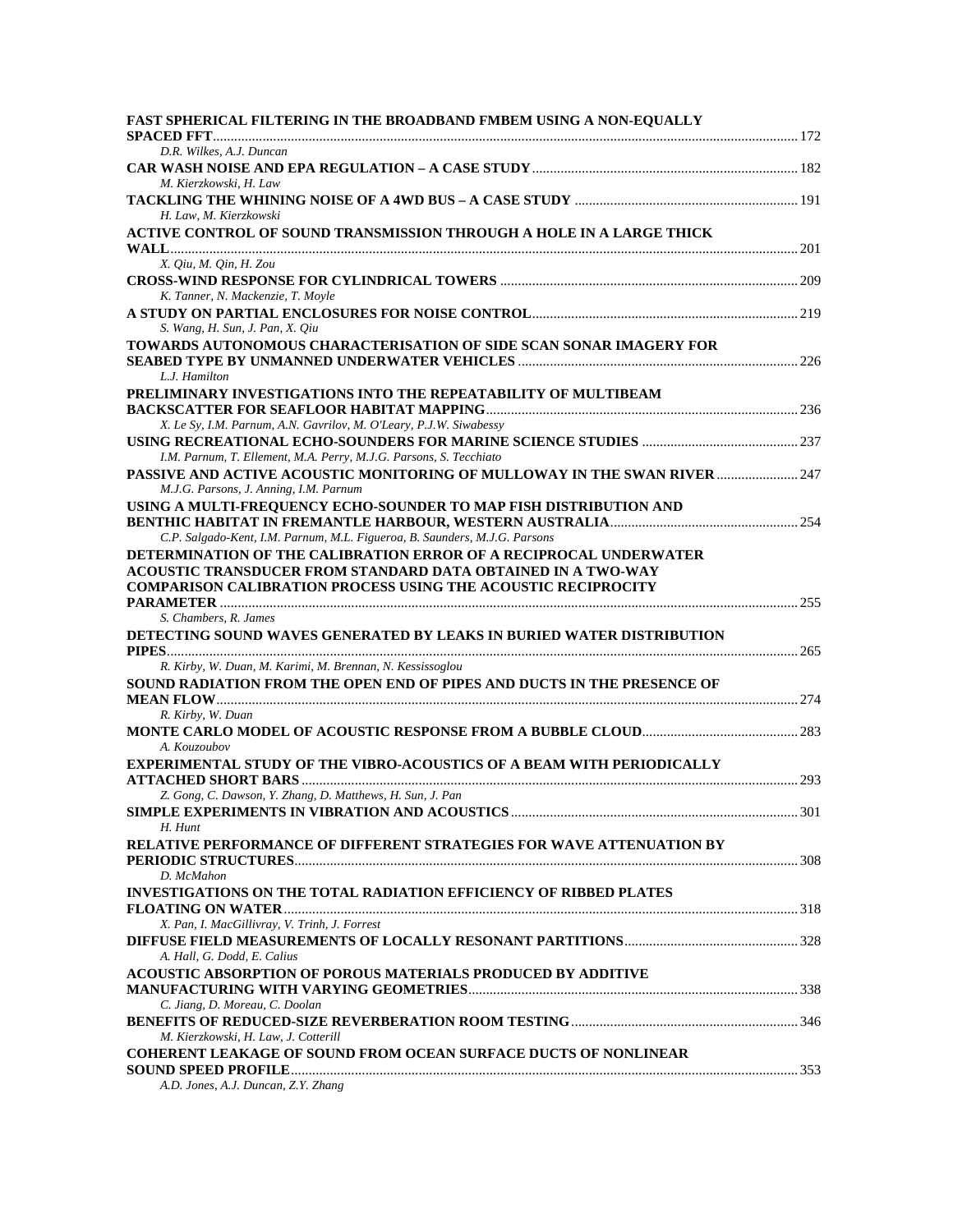**FAST SPHERICAL FILTERING IN THE BROADBAND FMBEM USING A NON-EQUALLY SPACED FFT** ..... 172
*D.R. Wilkes, A.J. Duncan*

**CAR WASH NOISE AND EPA REGULATION – A CASE STUDY** ..... 182
*M. Kierzkowski, H. Law*

**TACKLING THE WHINING NOISE OF A 4WD BUS – A CASE STUDY** ..... 191
*H. Law, M. Kierzkowski*

**ACTIVE CONTROL OF SOUND TRANSMISSION THROUGH A HOLE IN A LARGE THICK WALL** ..... 201
*X. Qiu, M. Qin, H. Zou*

**CROSS-WIND RESPONSE FOR CYLINDRICAL TOWERS** ..... 209
*K. Tanner, N. Mackenzie, T. Moyle*

**A STUDY ON PARTIAL ENCLOSURES FOR NOISE CONTROL** ..... 219
*S. Wang, H. Sun, J. Pan, X. Qiu*

**TOWARDS AUTONOMOUS CHARACTERISATION OF SIDE SCAN SONAR IMAGERY FOR SEABED TYPE BY UNMANNED UNDERWATER VEHICLES** ..... 226
*L.J. Hamilton*

**PRELIMINARY INVESTIGATIONS INTO THE REPEATABILITY OF MULTIBEAM BACKSCATTER FOR SEAFLOOR HABITAT MAPPING** ..... 236
*X. Le Sy, I.M. Parnum, A.N. Gavrilov, M. O'Leary, P.J.W. Siwabessy*

**USING RECREATIONAL ECHO-SOUNDERS FOR MARINE SCIENCE STUDIES** ..... 237
*I.M. Parnum, T. Ellement, M.A. Perry, M.J.G. Parsons, S. Tecchiato*

**PASSIVE AND ACTIVE ACOUSTIC MONITORING OF MULLOWAY IN THE SWAN RIVER** ..... 247
*M.J.G. Parsons, J. Anning, I.M. Parnum*

**USING A MULTI-FREQUENCY ECHO-SOUNDER TO MAP FISH DISTRIBUTION AND BENTHIC HABITAT IN FREMANTLE HARBOUR, WESTERN AUSTRALIA** ..... 254
*C.P. Salgado-Kent, I.M. Parnum, M.L. Figueroa, B. Saunders, M.J.G. Parsons*

**DETERMINATION OF THE CALIBRATION ERROR OF A RECIPROCAL UNDERWATER ACOUSTIC TRANSDUCER FROM STANDARD DATA OBTAINED IN A TWO-WAY COMPARISON CALIBRATION PROCESS USING THE ACOUSTIC RECIPROCITY PARAMETER** ..... 255
*S. Chambers, R. James*

**DETECTING SOUND WAVES GENERATED BY LEAKS IN BURIED WATER DISTRIBUTION PIPES** ..... 265
*R. Kirby, W. Duan, M. Karimi, M. Brennan, N. Kessissoglou*

**SOUND RADIATION FROM THE OPEN END OF PIPES AND DUCTS IN THE PRESENCE OF MEAN FLOW** ..... 274
*R. Kirby, W. Duan*

**MONTE CARLO MODEL OF ACOUSTIC RESPONSE FROM A BUBBLE CLOUD** ..... 283
*A. Kouzoubov*

**EXPERIMENTAL STUDY OF THE VIBRO-ACOUSTICS OF A BEAM WITH PERIODICALLY ATTACHED SHORT BARS** ..... 293
*Z. Gong, C. Dawson, Y. Zhang, D. Matthews, H. Sun, J. Pan*

**SIMPLE EXPERIMENTS IN VIBRATION AND ACOUSTICS** ..... 301
*H. Hunt*

**RELATIVE PERFORMANCE OF DIFFERENT STRATEGIES FOR WAVE ATTENUATION BY PERIODIC STRUCTURES** ..... 308
*D. McMahon*

**INVESTIGATIONS ON THE TOTAL RADIATION EFFICIENCY OF RIBBED PLATES FLOATING ON WATER** ..... 318
*X. Pan, I. MacGillivray, V. Trinh, J. Forrest*

**DIFFUSE FIELD MEASUREMENTS OF LOCALLY RESONANT PARTITIONS** ..... 328
*A. Hall, G. Dodd, E. Calius*

**ACOUSTIC ABSORPTION OF POROUS MATERIALS PRODUCED BY ADDITIVE MANUFACTURING WITH VARYING GEOMETRIES** ..... 338
*C. Jiang, D. Moreau, C. Doolan*

**BENEFITS OF REDUCED-SIZE REVERBERATION ROOM TESTING** ..... 346
*M. Kierzkowski, H. Law, J. Cotterill*

**COHERENT LEAKAGE OF SOUND FROM OCEAN SURFACE DUCTS OF NONLINEAR SOUND SPEED PROFILE** ..... 353
*A.D. Jones, A.J. Duncan, Z.Y. Zhang*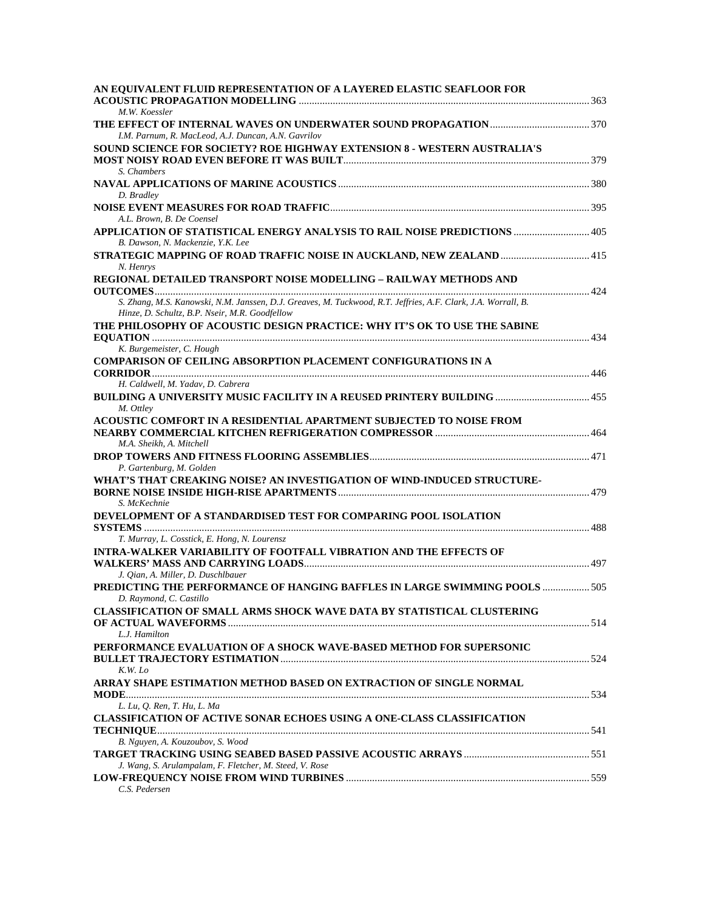**AN EQUIVALENT FLUID REPRESENTATION OF A LAYERED ELASTIC SEAFLOOR FOR ACOUSTIC PROPAGATION MODELLING** ........ 363
*M.W. Koessler*

**THE EFFECT OF INTERNAL WAVES ON UNDERWATER SOUND PROPAGATION** ........ 370
*I.M. Parnum, R. MacLeod, A.J. Duncan, A.N. Gavrilov*

**SOUND SCIENCE FOR SOCIETY? ROE HIGHWAY EXTENSION 8 - WESTERN AUSTRALIA'S MOST NOISY ROAD EVEN BEFORE IT WAS BUILT** ........ 379
*S. Chambers*

**NAVAL APPLICATIONS OF MARINE ACOUSTICS** ........ 380
*D. Bradley*

**NOISE EVENT MEASURES FOR ROAD TRAFFIC** ........ 395
*A.L. Brown, B. De Coensel*

**APPLICATION OF STATISTICAL ENERGY ANALYSIS TO RAIL NOISE PREDICTIONS** ........ 405
*B. Dawson, N. Mackenzie, Y.K. Lee*

**STRATEGIC MAPPING OF ROAD TRAFFIC NOISE IN AUCKLAND, NEW ZEALAND** ........ 415
*N. Henrys*

**REGIONAL DETAILED TRANSPORT NOISE MODELLING – RAILWAY METHODS AND OUTCOMES** ........ 424
*S. Zhang, M.S. Kanowski, N.M. Janssen, D.J. Greaves, M. Tuckwood, R.T. Jeffries, A.F. Clark, J.A. Worrall, B. Hinze, D. Schultz, B.P. Nseir, M.R. Goodfellow*

**THE PHILOSOPHY OF ACOUSTIC DESIGN PRACTICE: WHY IT'S OK TO USE THE SABINE EQUATION** ........ 434
*K. Burgemeister, C. Hough*

**COMPARISON OF CEILING ABSORPTION PLACEMENT CONFIGURATIONS IN A CORRIDOR** ........ 446
*H. Caldwell, M. Yadav, D. Cabrera*

**BUILDING A UNIVERSITY MUSIC FACILITY IN A REUSED PRINTERY BUILDING** ........ 455
*M. Ottley*

**ACOUSTIC COMFORT IN A RESIDENTIAL APARTMENT SUBJECTED TO NOISE FROM NEARBY COMMERCIAL KITCHEN REFRIGERATION COMPRESSOR** ........ 464
*M.A. Sheikh, A. Mitchell*

**DROP TOWERS AND FITNESS FLOORING ASSEMBLIES** ........ 471
*P. Gartenburg, M. Golden*

**WHAT'S THAT CREAKING NOISE? AN INVESTIGATION OF WIND-INDUCED STRUCTURE-BORNE NOISE INSIDE HIGH-RISE APARTMENTS** ........ 479
*S. McKechnie*

**DEVELOPMENT OF A STANDARDISED TEST FOR COMPARING POOL ISOLATION SYSTEMS** ........ 488
*T. Murray, L. Cosstick, E. Hong, N. Lourensz*

**INTRA-WALKER VARIABILITY OF FOOTFALL VIBRATION AND THE EFFECTS OF WALKERS' MASS AND CARRYING LOADS** ........ 497
*J. Qian, A. Miller, D. Duschlbauer*

**PREDICTING THE PERFORMANCE OF HANGING BAFFLES IN LARGE SWIMMING POOLS** ........ 505
*D. Raymond, C. Castillo*

**CLASSIFICATION OF SMALL ARMS SHOCK WAVE DATA BY STATISTICAL CLUSTERING OF ACTUAL WAVEFORMS** ........ 514
*L.J. Hamilton*

**PERFORMANCE EVALUATION OF A SHOCK WAVE-BASED METHOD FOR SUPERSONIC BULLET TRAJECTORY ESTIMATION** ........ 524
*K.W. Lo*

**ARRAY SHAPE ESTIMATION METHOD BASED ON EXTRACTION OF SINGLE NORMAL MODE** ........ 534
*L. Lu, Q. Ren, T. Hu, L. Ma*

**CLASSIFICATION OF ACTIVE SONAR ECHOES USING A ONE-CLASS CLASSIFICATION TECHNIQUE** ........ 541
*B. Nguyen, A. Kouzoubov, S. Wood*

**TARGET TRACKING USING SEABED BASED PASSIVE ACOUSTIC ARRAYS** ........ 551
*J. Wang, S. Arulampalam, F. Fletcher, M. Steed, V. Rose*

**LOW-FREQUENCY NOISE FROM WIND TURBINES** ........ 559
*C.S. Pedersen*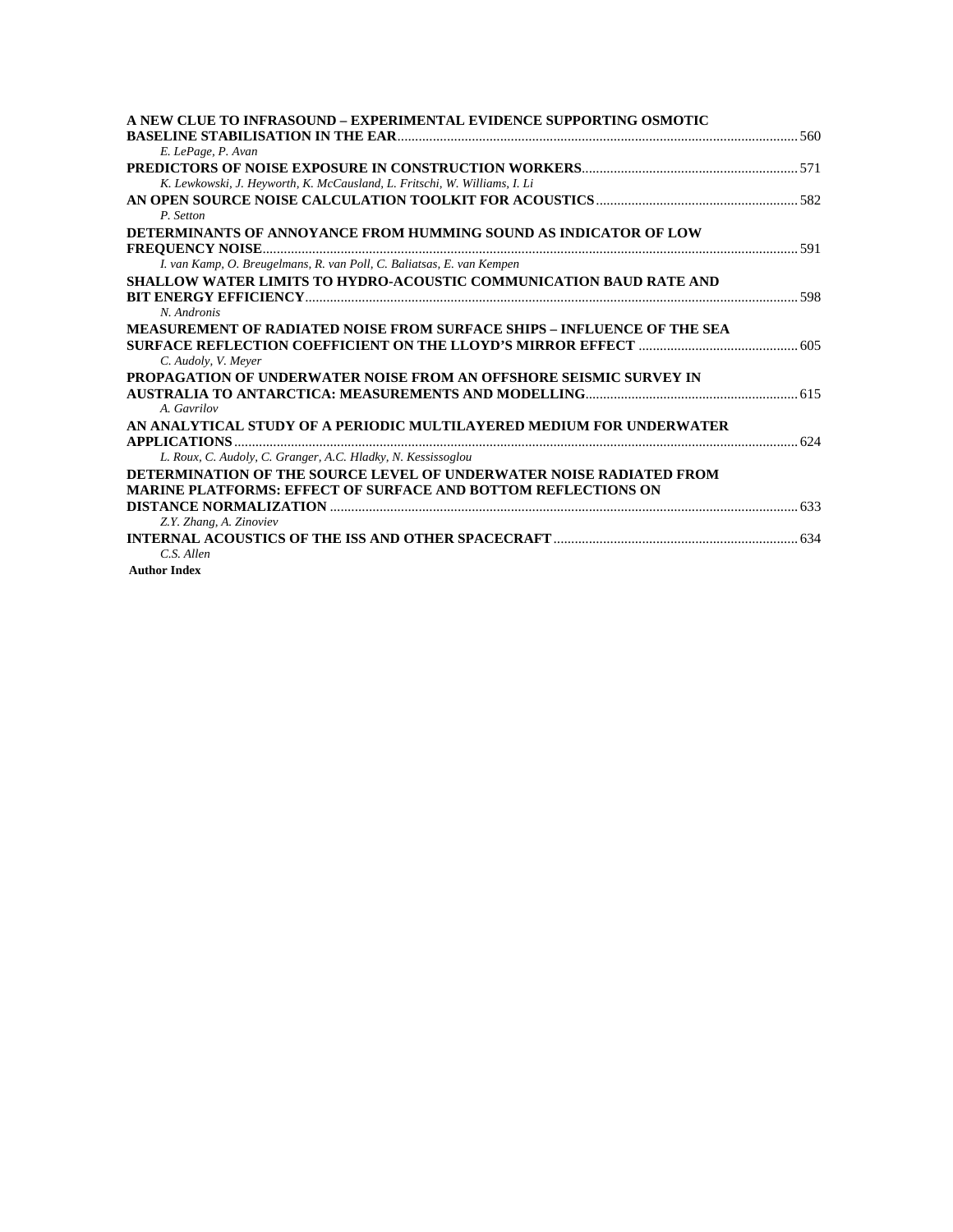**A NEW CLUE TO INFRASOUND – EXPERIMENTAL EVIDENCE SUPPORTING OSMOTIC BASELINE STABILISATION IN THE EAR** ........ 560
*E. LePage, P. Avan*

**PREDICTORS OF NOISE EXPOSURE IN CONSTRUCTION WORKERS** ........ 571
*K. Lewkowski, J. Heyworth, K. McCausland, L. Fritschi, W. Williams, I. Li*

**AN OPEN SOURCE NOISE CALCULATION TOOLKIT FOR ACOUSTICS** ........ 582
*P. Setton*

**DETERMINANTS OF ANNOYANCE FROM HUMMING SOUND AS INDICATOR OF LOW FREQUENCY NOISE** ........ 591
*I. van Kamp, O. Breugelmans, R. van Poll, C. Baliatsas, E. van Kempen*

**SHALLOW WATER LIMITS TO HYDRO-ACOUSTIC COMMUNICATION BAUD RATE AND BIT ENERGY EFFICIENCY** ........ 598
*N. Andronis*

**MEASUREMENT OF RADIATED NOISE FROM SURFACE SHIPS – INFLUENCE OF THE SEA SURFACE REFLECTION COEFFICIENT ON THE LLOYD'S MIRROR EFFECT** ........ 605
*C. Audoly, V. Meyer*

**PROPAGATION OF UNDERWATER NOISE FROM AN OFFSHORE SEISMIC SURVEY IN AUSTRALIA TO ANTARCTICA: MEASUREMENTS AND MODELLING** ........ 615
*A. Gavrilov*

**AN ANALYTICAL STUDY OF A PERIODIC MULTILAYERED MEDIUM FOR UNDERWATER APPLICATIONS** ........ 624
*L. Roux, C. Audoly, C. Granger, A.C. Hladky, N. Kessissoglou*

**DETERMINATION OF THE SOURCE LEVEL OF UNDERWATER NOISE RADIATED FROM MARINE PLATFORMS: EFFECT OF SURFACE AND BOTTOM REFLECTIONS ON DISTANCE NORMALIZATION** ........ 633
*Z.Y. Zhang, A. Zinoviev*

**INTERNAL ACOUSTICS OF THE ISS AND OTHER SPACECRAFT** ........ 634
*C.S. Allen*

**Author Index**